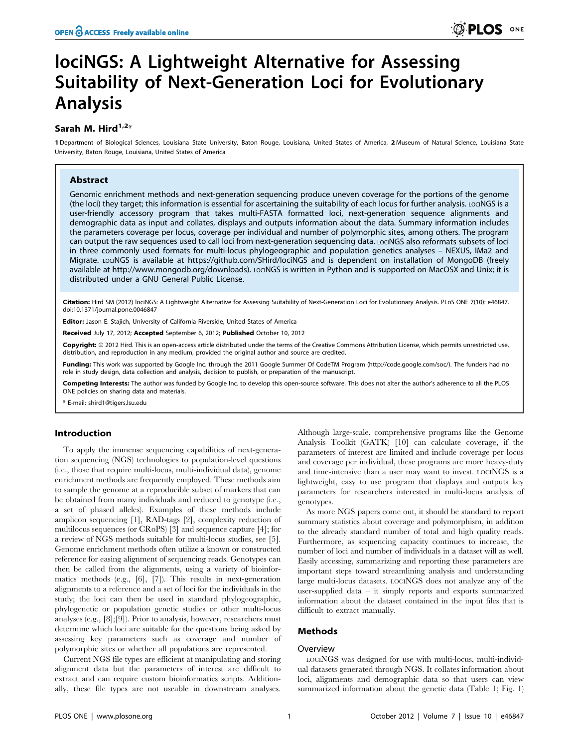# lociNGS: A Lightweight Alternative for Assessing Suitability of Next-Generation Loci for Evolutionary Analysis

**Sarah M. Hird[1,2]***

**1** Department of Biological Sciences, Louisiana State University, Baton Rouge, Louisiana, United States of America, **2** Museum of Natural Science, Louisiana State University, Baton Rouge, Louisiana, United States of America

## Abstract

Genomic enrichment methods and next-generation sequencing produce uneven coverage for the portions of the genome (the loci) they target; this information is essential for ascertaining the suitability of each locus for further analysis. lociNGS is a user-friendly accessory program that takes multi-FASTA formatted loci, next-generation sequence alignments and demographic data as input and collates, displays and outputs information about the data. Summary information includes the parameters coverage per locus, coverage per individual and number of polymorphic sites, among others. The program can output the raw sequences used to call loci from next-generation sequencing data. lociNGS also reformats subsets of loci in three commonly used formats for multi-locus phylogeographic and population genetics analyses – NEXUS, IMa2 and Migrate. lociNGS is available at https://github.com/SHird/lociNGS and is dependent on installation of MongoDB (freely available at http://www.mongodb.org/downloads). lociNGS is written in Python and is supported on MacOSX and Unix; it is distributed under a GNU General Public License.

**Citation:** Hird SM (2012) lociNGS: A Lightweight Alternative for Assessing Suitability of Next-Generation Loci for Evolutionary Analysis. PLoS ONE 7(10): e46847. doi:10.1371/journal.pone.0046847

**Editor:** Jason E. Stajich, University of California Riverside, United States of America

**Received** July 17, 2012; **Accepted** September 6, 2012; **Published** October 10, 2012

**Copyright:** © 2012 Hird. This is an open-access article distributed under the terms of the Creative Commons Attribution License, which permits unrestricted use, distribution, and reproduction in any medium, provided the original author and source are credited.

**Funding:** This work was supported by Google Inc. through the 2011 Google Summer Of CodeTM Program (http://code.google.com/soc/). The funders had no role in study design, data collection and analysis, decision to publish, or preparation of the manuscript.

**Competing Interests:** The author was funded by Google Inc. to develop this open-source software. This does not alter the author's adherence to all the PLOS ONE policies on sharing data and materials.

* E-mail: shird1@tigers.lsu.edu

## Introduction

To apply the immense sequencing capabilities of next-generation sequencing (NGS) technologies to population-level questions (i.e., those that require multi-locus, multi-individual data), genome enrichment methods are frequently employed. These methods aim to sample the genome at a reproducible subset of markers that can be obtained from many individuals and reduced to genotype (i.e., a set of phased alleles). Examples of these methods include amplicon sequencing [1], RAD-tags [2], complexity reduction of multilocus sequences (or CRoPS) [3] and sequence capture [4]; for a review of NGS methods suitable for multi-locus studies, see [5]. Genome enrichment methods often utilize a known or constructed reference for easing alignment of sequencing reads. Genotypes can then be called from the alignments, using a variety of bioinformatics methods (e.g., [6], [7]). This results in next-generation alignments to a reference and a set of loci for the individuals in the study; the loci can then be used in standard phylogeographic, phylogenetic or population genetic studies or other multi-locus analyses (e.g., [8];[9]). Prior to analysis, however, researchers must determine which loci are suitable for the questions being asked by assessing key parameters such as coverage and number of polymorphic sites or whether all populations are represented.

Current NGS file types are efficient at manipulating and storing alignment data but the parameters of interest are difficult to extract and can require custom bioinformatics scripts. Additionally, these file types are not useable in downstream analyses. Although large-scale, comprehensive programs like the Genome Analysis Toolkit (GATK) [10] can calculate coverage, if the parameters of interest are limited and include coverage per locus and coverage per individual, these programs are more heavy-duty and time-intensive than a user may want to invest. lociNGS is a lightweight, easy to use program that displays and outputs key parameters for researchers interested in multi-locus analysis of genotypes.

As more NGS papers come out, it should be standard to report summary statistics about coverage and polymorphism, in addition to the already standard number of total and high quality reads. Furthermore, as sequencing capacity continues to increase, the number of loci and number of individuals in a dataset will as well. Easily accessing, summarizing and reporting these parameters are important steps toward streamlining analysis and understanding large multi-locus datasets. lociNGS does not analyze any of the user-supplied data – it simply reports and exports summarized information about the dataset contained in the input files that is difficult to extract manually.

## Methods

### Overview

lociNGS was designed for use with multi-locus, multi-individual datasets generated through NGS. It collates information about loci, alignments and demographic data so that users can view summarized information about the genetic data (Table 1; Fig. 1)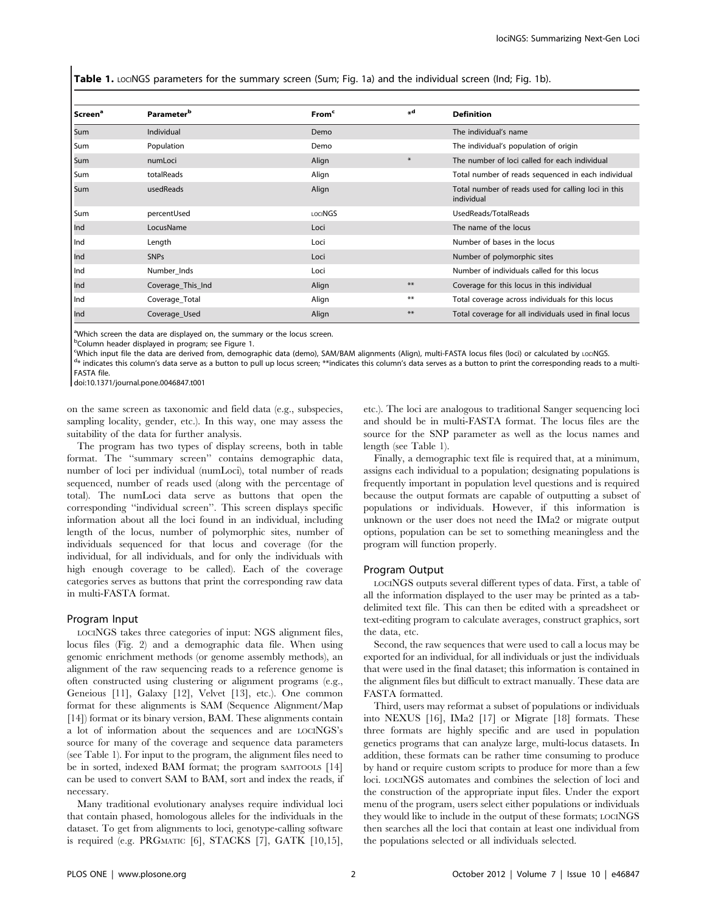**Table 1.** lociNGS parameters for the summary screen (Sum; Fig. 1a) and the individual screen (Ind; Fig. 1b).

| Screen[a] | Parameter[b] | From[c] | *[d] | Definition |
|---|---|---|---|---|
| Sum | Individual | Demo | | The individual's name |
| Sum | Population | Demo | | The individual's population of origin |
| Sum | numLoci | Align | * | The number of loci called for each individual |
| Sum | totalReads | Align | | Total number of reads sequenced in each individual |
| Sum | usedReads | Align | | Total number of reads used for calling loci in this individual |
| Sum | percentUsed | lociNGS | | UsedReads/TotalReads |
| Ind | LocusName | Loci | | The name of the locus |
| Ind | Length | Loci | | Number of bases in the locus |
| Ind | SNPs | Loci | | Number of polymorphic sites |
| Ind | Number_Inds | Loci | | Number of individuals called for this locus |
| Ind | Coverage_This_Ind | Align | ** | Coverage for this locus in this individual |
| Ind | Coverage_Total | Align | ** | Total coverage across individuals for this locus |
| Ind | Coverage_Used | Align | ** | Total coverage for all individuals used in final locus |

[a]Which screen the data are displayed on, the summary or the locus screen.
[b]Column header displayed in program; see Figure 1.
[c]Which input file the data are derived from, demographic data (demo), SAM/BAM alignments (Align), multi-FASTA locus files (loci) or calculated by lociNGS.
[d]* indicates this column's data serve as a button to pull up locus screen; **indicates this column's data serves as a button to print the corresponding reads to a multi-FASTA file.
doi:10.1371/journal.pone.0046847.t001

on the same screen as taxonomic and field data (e.g., subspecies, sampling locality, gender, etc.). In this way, one may assess the suitability of the data for further analysis.

The program has two types of display screens, both in table format. The ''summary screen'' contains demographic data, number of loci per individual (numLoci), total number of reads sequenced, number of reads used (along with the percentage of total). The numLoci data serve as buttons that open the corresponding ''individual screen''. This screen displays specific information about all the loci found in an individual, including length of the locus, number of polymorphic sites, number of individuals sequenced for that locus and coverage (for the individual, for all individuals, and for only the individuals with high enough coverage to be called). Each of the coverage categories serves as buttons that print the corresponding raw data in multi-FASTA format.

## Program Input

lociNGS takes three categories of input: NGS alignment files, locus files (Fig. 2) and a demographic data file. When using genomic enrichment methods (or genome assembly methods), an alignment of the raw sequencing reads to a reference genome is often constructed using clustering or alignment programs (e.g., Geneious [11], Galaxy [12], Velvet [13], etc.). One common format for these alignments is SAM (Sequence Alignment/Map [14]) format or its binary version, BAM. These alignments contain a lot of information about the sequences and are lociNGS's source for many of the coverage and sequence data parameters (see Table 1). For input to the program, the alignment files need to be in sorted, indexed BAM format; the program samtools [14] can be used to convert SAM to BAM, sort and index the reads, if necessary.

Many traditional evolutionary analyses require individual loci that contain phased, homologous alleles for the individuals in the dataset. To get from alignments to loci, genotype-calling software is required (e.g. PRGmatic [6], STACKS [7], GATK [10,15], etc.). The loci are analogous to traditional Sanger sequencing loci and should be in multi-FASTA format. The locus files are the source for the SNP parameter as well as the locus names and length (see Table 1).

Finally, a demographic text file is required that, at a minimum, assigns each individual to a population; designating populations is frequently important in population level questions and is required because the output formats are capable of outputting a subset of populations or individuals. However, if this information is unknown or the user does not need the IMa2 or migrate output options, population can be set to something meaningless and the program will function properly.

## Program Output

lociNGS outputs several different types of data. First, a table of all the information displayed to the user may be printed as a tab-delimited text file. This can then be edited with a spreadsheet or text-editing program to calculate averages, construct graphics, sort the data, etc.

Second, the raw sequences that were used to call a locus may be exported for an individual, for all individuals or just the individuals that were used in the final dataset; this information is contained in the alignment files but difficult to extract manually. These data are FASTA formatted.

Third, users may reformat a subset of populations or individuals into NEXUS [16], IMa2 [17] or Migrate [18] formats. These three formats are highly specific and are used in population genetics programs that can analyze large, multi-locus datasets. In addition, these formats can be rather time consuming to produce by hand or require custom scripts to produce for more than a few loci. lociNGS automates and combines the selection of loci and the construction of the appropriate input files. Under the export menu of the program, users select either populations or individuals they would like to include in the output of these formats; lociNGS then searches all the loci that contain at least one individual from the populations selected or all individuals selected.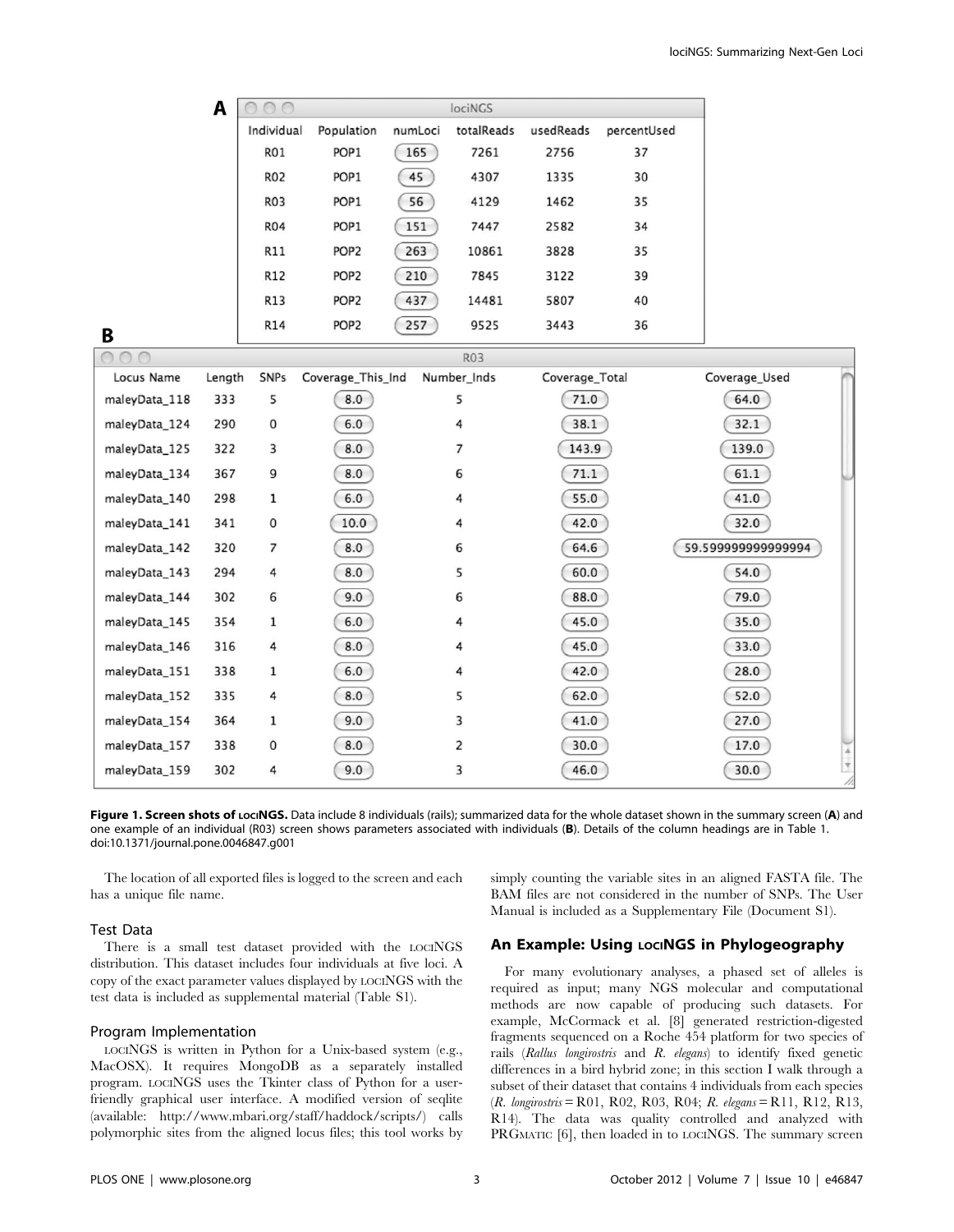**A**

| Individual | Population | numLoci | totalReads | usedReads | percentUsed |
|---|---|---|---|---|---|
| R01 | POP1 | 165 | 7261 | 2756 | 37 |
| R02 | POP1 | 45 | 4307 | 1335 | 30 |
| R03 | POP1 | 56 | 4129 | 1462 | 35 |
| R04 | POP1 | 151 | 7447 | 2582 | 34 |
| R11 | POP2 | 263 | 10861 | 3828 | 35 |
| R12 | POP2 | 210 | 7845 | 3122 | 39 |
| R13 | POP2 | 437 | 14481 | 5807 | 40 |
| R14 | POP2 | 257 | 9525 | 3443 | 36 |

**B**

| Locus Name | Length | SNPs | Coverage_This_Ind | Number_Inds | Coverage_Total | Coverage_Used |
|---|---|---|---|---|---|---|
| maleyData_118 | 333 | 5 | 8.0 | 5 | 71.0 | 64.0 |
| maleyData_124 | 290 | 0 | 6.0 | 4 | 38.1 | 32.1 |
| maleyData_125 | 322 | 3 | 8.0 | 7 | 143.9 | 139.0 |
| maleyData_134 | 367 | 9 | 8.0 | 6 | 71.1 | 61.1 |
| maleyData_140 | 298 | 1 | 6.0 | 4 | 55.0 | 41.0 |
| maleyData_141 | 341 | 0 | 10.0 | 4 | 42.0 | 32.0 |
| maleyData_142 | 320 | 7 | 8.0 | 6 | 64.6 | 59.599999999999994 |
| maleyData_143 | 294 | 4 | 8.0 | 5 | 60.0 | 54.0 |
| maleyData_144 | 302 | 6 | 9.0 | 6 | 88.0 | 79.0 |
| maleyData_145 | 354 | 1 | 6.0 | 4 | 45.0 | 35.0 |
| maleyData_146 | 316 | 4 | 8.0 | 4 | 45.0 | 33.0 |
| maleyData_151 | 338 | 1 | 6.0 | 4 | 42.0 | 28.0 |
| maleyData_152 | 335 | 4 | 8.0 | 5 | 62.0 | 52.0 |
| maleyData_154 | 364 | 1 | 9.0 | 3 | 41.0 | 27.0 |
| maleyData_157 | 338 | 0 | 8.0 | 2 | 30.0 | 17.0 |
| maleyData_159 | 302 | 4 | 9.0 | 3 | 46.0 | 30.0 |

**Figure 1. Screen shots of lociNGS.** Data include 8 individuals (rails); summarized data for the whole dataset shown in the summary screen (**A**) and one example of an individual (R03) screen shows parameters associated with individuals (**B**). Details of the column headings are in Table 1.
doi:10.1371/journal.pone.0046847.g001

The location of all exported files is logged to the screen and each has a unique file name.

### Test Data

There is a small test dataset provided with the lociNGS distribution. This dataset includes four individuals at five loci. A copy of the exact parameter values displayed by lociNGS with the test data is included as supplemental material (Table S1).

### Program Implementation

lociNGS is written in Python for a Unix-based system (e.g., MacOSX). It requires MongoDB as a separately installed program. lociNGS uses the Tkinter class of Python for a user-friendly graphical user interface. A modified version of seqlite (available: http://www.mbari.org/staff/haddock/scripts/) calls polymorphic sites from the aligned locus files; this tool works by simply counting the variable sites in an aligned FASTA file. The BAM files are not considered in the number of SNPs. The User Manual is included as a Supplementary File (Document S1).

## An Example: Using lociNGS in Phylogeography

For many evolutionary analyses, a phased set of alleles is required as input; many NGS molecular and computational methods are now capable of producing such datasets. For example, McCormack et al. [8] generated restriction-digested fragments sequenced on a Roche 454 platform for two species of rails (*Rallus longirostris* and *R. elegans*) to identify fixed genetic differences in a bird hybrid zone; in this section I walk through a subset of their dataset that contains 4 individuals from each species (*R. longirostris* = R01, R02, R03, R04; *R. elegans* = R11, R12, R13, R14). The data was quality controlled and analyzed with PRGmatic [6], then loaded in to lociNGS. The summary screen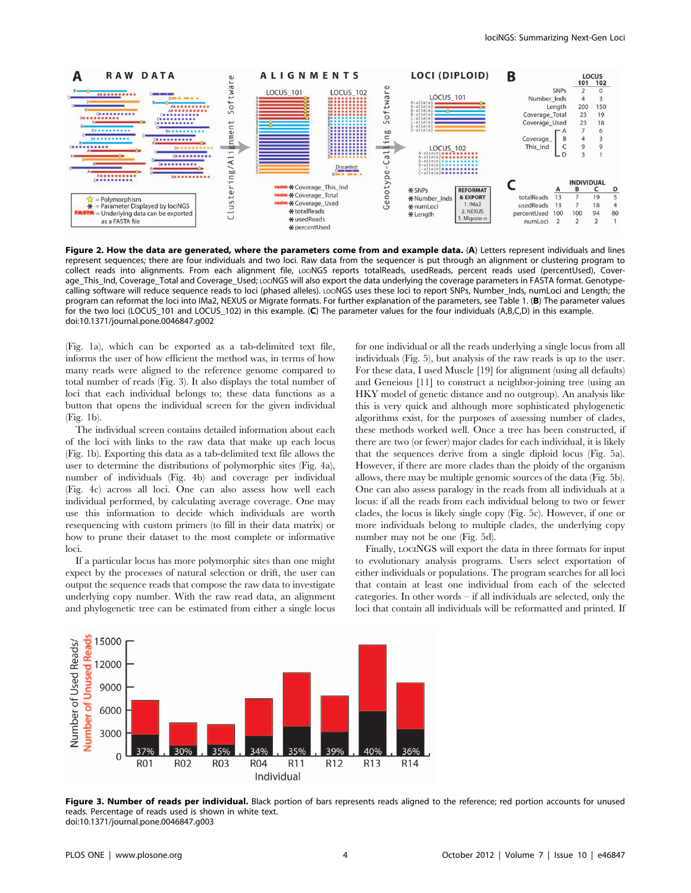**Figure 2. How the data are generated, where the parameters come from and example data.** (**A**) Letters represent individuals and lines represent sequences; there are four individuals and two loci. Raw data from the sequencer is put through an alignment or clustering program to collect reads into alignments. From each alignment file, LOCINGS reports totalReads, usedReads, percent reads used (percentUsed), Coverage_This_Ind, Coverage_Total and Coverage_Used; LOCINGS will also export the data underlying the coverage parameters in FASTA format. Genotype-calling software will reduce sequence reads to loci (phased alleles). LOCINGS uses these loci to report SNPs, Number_Inds, numLoci and Length; the program can reformat the loci into IMa2, NEXUS or Migrate formats. For further explanation of the parameters, see Table 1. (**B**) The parameter values for the two loci (LOCUS_101 and LOCUS_102) in this example. (**C**) The parameter values for the four individuals (A,B,C,D) in this example.
doi:10.1371/journal.pone.0046847.g002

(Fig. 1a), which can be exported as a tab-delimited text file, informs the user of how efficient the method was, in terms of how many reads were aligned to the reference genome compared to total number of reads (Fig. 3). It also displays the total number of loci that each individual belongs to; these data functions as a button that opens the individual screen for the given individual (Fig. 1b).

The individual screen contains detailed information about each of the loci with links to the raw data that make up each locus (Fig. 1b). Exporting this data as a tab-delimited text file allows the user to determine the distributions of polymorphic sites (Fig. 4a), number of individuals (Fig. 4b) and coverage per individual (Fig. 4c) across all loci. One can also assess how well each individual performed, by calculating average coverage. One may use this information to decide which individuals are worth resequencing with custom primers (to fill in their data matrix) or how to prune their dataset to the most complete or informative loci.

If a particular locus has more polymorphic sites than one might expect by the processes of natural selection or drift, the user can output the sequence reads that compose the raw data to investigate underlying copy number. With the raw read data, an alignment and phylogenetic tree can be estimated from either a single locus for one individual or all the reads underlying a single locus from all individuals (Fig. 5), but analysis of the raw reads is up to the user. For these data, I used Muscle [19] for alignment (using all defaults) and Geneious [11] to construct a neighbor-joining tree (using an HKY model of genetic distance and no outgroup). An analysis like this is very quick and although more sophisticated phylogenetic algorithms exist, for the purposes of assessing number of clades, these methods worked well. Once a tree has been constructed, if there are two (or fewer) major clades for each individual, it is likely that the sequences derive from a single diploid locus (Fig. 5a). However, if there are more clades than the ploidy of the organism allows, there may be multiple genomic sources of the data (Fig. 5b). One can also assess paralogy in the reads from all individuals at a locus: if all the reads from each individual belong to two or fewer clades, the locus is likely single copy (Fig. 5c). However, if one or more individuals belong to multiple clades, the underlying copy number may not be one (Fig. 5d).

Finally, LOCINGS will export the data in three formats for input to evolutionary analysis programs. Users select exportation of either individuals or populations. The program searches for all loci that contain at least one individual from each of the selected categories. In other words – if all individuals are selected, only the loci that contain all individuals will be reformatted and printed. If

**Figure 3. Number of reads per individual.** Black portion of bars represents reads aligned to the reference; red portion accounts for unused reads. Percentage of reads used is shown in white text.
doi:10.1371/journal.pone.0046847.g003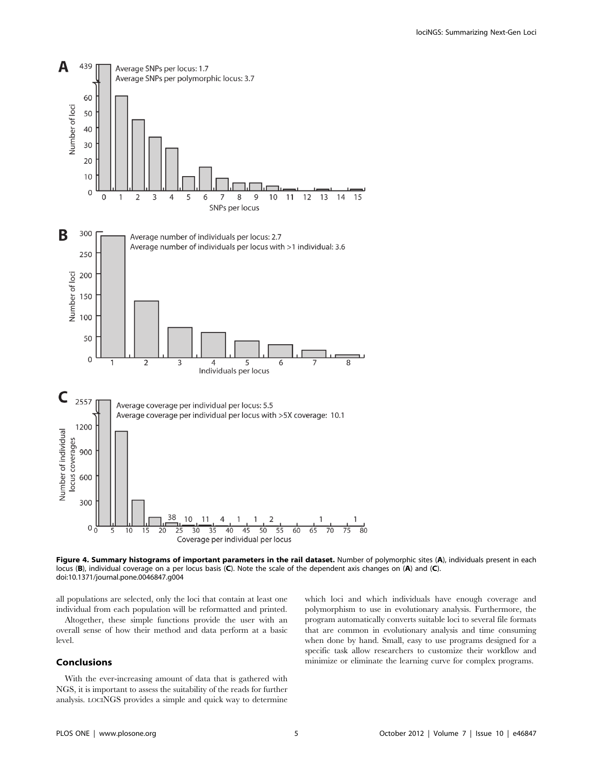**Figure 4. Summary histograms of important parameters in the rail dataset.** Number of polymorphic sites (**A**), individuals present in each locus (**B**), individual coverage on a per locus basis (**C**). Note the scale of the dependent axis changes on (**A**) and (**C**).
doi:10.1371/journal.pone.0046847.g004

all populations are selected, only the loci that contain at least one individual from each population will be reformatted and printed.

Altogether, these simple functions provide the user with an overall sense of how their method and data perform at a basic level.

## Conclusions

With the ever-increasing amount of data that is gathered with NGS, it is important to assess the suitability of the reads for further analysis. LOCINGS provides a simple and quick way to determine which loci and which individuals have enough coverage and polymorphism to use in evolutionary analysis. Furthermore, the program automatically converts suitable loci to several file formats that are common in evolutionary analysis and time consuming when done by hand. Small, easy to use programs designed for a specific task allow researchers to customize their workflow and minimize or eliminate the learning curve for complex programs.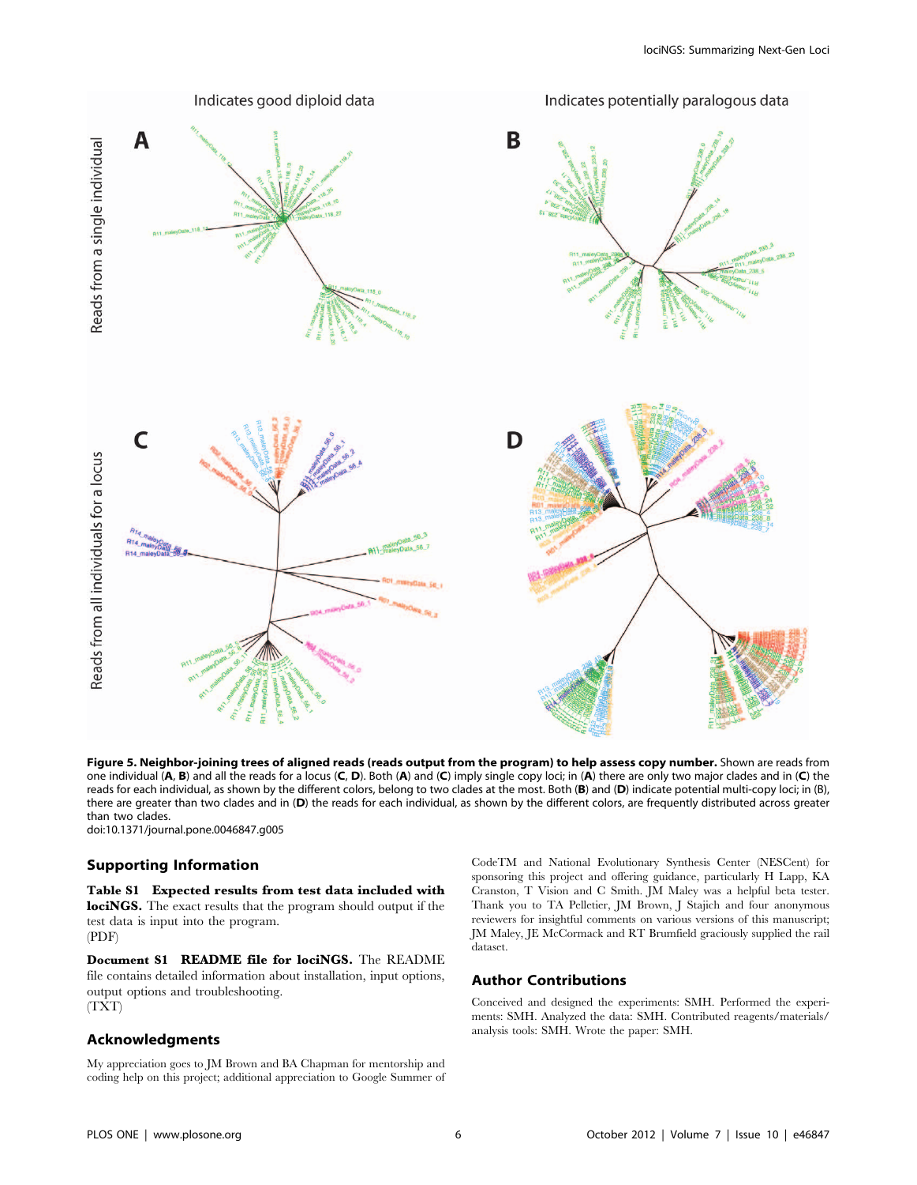**Figure 5. Neighbor-joining trees of aligned reads (reads output from the program) to help assess copy number.** Shown are reads from one individual (**A**, **B**) and all the reads for a locus (**C**, **D**). Both (**A**) and (**C**) imply single copy loci; in (**A**) there are only two major clades and in (**C**) the reads for each individual, as shown by the different colors, belong to two clades at the most. Both (**B**) and (**D**) indicate potential multi-copy loci; in (B), there are greater than two clades and in (**D**) the reads for each individual, as shown by the different colors, are frequently distributed across greater than two clades.
doi:10.1371/journal.pone.0046847.g005

## Supporting Information

**Table S1 Expected results from test data included with lociNGS.** The exact results that the program should output if the test data is input into the program.
(PDF)

**Document S1 README file for lociNGS.** The README file contains detailed information about installation, input options, output options and troubleshooting.
(TXT)

## Acknowledgments

My appreciation goes to JM Brown and BA Chapman for mentorship and coding help on this project; additional appreciation to Google Summer of CodeTM and National Evolutionary Synthesis Center (NESCent) for sponsoring this project and offering guidance, particularly H Lapp, KA Cranston, T Vision and C Smith. JM Maley was a helpful beta tester. Thank you to TA Pelletier, JM Brown, J Stajich and four anonymous reviewers for insightful comments on various versions of this manuscript; JM Maley, JE McCormack and RT Brumfield graciously supplied the rail dataset.

## Author Contributions

Conceived and designed the experiments: SMH. Performed the experiments: SMH. Analyzed the data: SMH. Contributed reagents/materials/analysis tools: SMH. Wrote the paper: SMH.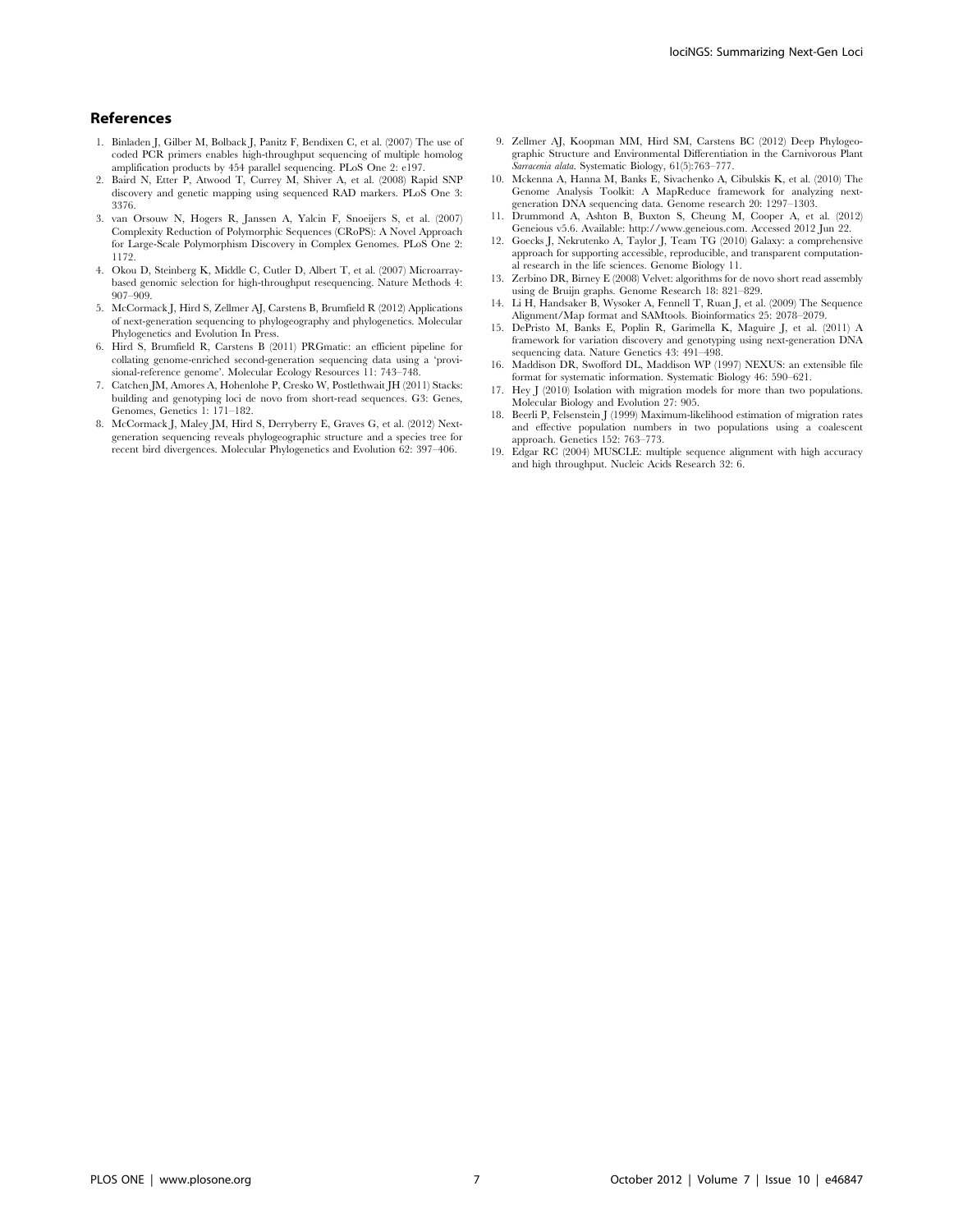## References

1. Binladen J, Gilber M, Bolback J, Panitz F, Bendixen C, et al. (2007) The use of coded PCR primers enables high-throughput sequencing of multiple homolog amplification products by 454 parallel sequencing. PLoS One 2: e197.
2. Baird N, Etter P, Atwood T, Currey M, Shiver A, et al. (2008) Rapid SNP discovery and genetic mapping using sequenced RAD markers. PLoS One 3: 3376.
3. van Orsouw N, Hogers R, Janssen A, Yalcin F, Snoeijers S, et al. (2007) Complexity Reduction of Polymorphic Sequences (CRoPS): A Novel Approach for Large-Scale Polymorphism Discovery in Complex Genomes. PLoS One 2: 1172.
4. Okou D, Steinberg K, Middle C, Cutler D, Albert T, et al. (2007) Microarray-based genomic selection for high-throughput resequencing. Nature Methods 4: 907–909.
5. McCormack J, Hird S, Zellmer AJ, Carstens B, Brumfield R (2012) Applications of next-generation sequencing to phylogeography and phylogenetics. Molecular Phylogenetics and Evolution In Press.
6. Hird S, Brumfield R, Carstens B (2011) PRGmatic: an efficient pipeline for collating genome-enriched second-generation sequencing data using a 'provisional-reference genome'. Molecular Ecology Resources 11: 743–748.
7. Catchen JM, Amores A, Hohenlohe P, Cresko W, Postlethwait JH (2011) Stacks: building and genotyping loci de novo from short-read sequences. G3: Genes, Genomes, Genetics 1: 171–182.
8. McCormack J, Maley JM, Hird S, Derryberry E, Graves G, et al. (2012) Next-generation sequencing reveals phylogeographic structure and a species tree for recent bird divergences. Molecular Phylogenetics and Evolution 62: 397–406.
9. Zellmer AJ, Koopman MM, Hird SM, Carstens BC (2012) Deep Phylogeographic Structure and Environmental Differentiation in the Carnivorous Plant *Sarracenia alata*. Systematic Biology, 61(5):763–777.
10. Mckenna A, Hanna M, Banks E, Sivachenko A, Cibulskis K, et al. (2010) The Genome Analysis Toolkit: A MapReduce framework for analyzing next-generation DNA sequencing data. Genome research 20: 1297–1303.
11. Drummond A, Ashton B, Buxton S, Cheung M, Cooper A, et al. (2012) Geneious v5.6. Available: http://www.geneious.com. Accessed 2012 Jun 22.
12. Goecks J, Nekrutenko A, Taylor J, Team TG (2010) Galaxy: a comprehensive approach for supporting accessible, reproducible, and transparent computational research in the life sciences. Genome Biology 11.
13. Zerbino DR, Birney E (2008) Velvet: algorithms for de novo short read assembly using de Bruijn graphs. Genome Research 18: 821–829.
14. Li H, Handsaker B, Wysoker A, Fennell T, Ruan J, et al. (2009) The Sequence Alignment/Map format and SAMtools. Bioinformatics 25: 2078–2079.
15. DePristo M, Banks E, Poplin R, Garimella K, Maguire J, et al. (2011) A framework for variation discovery and genotyping using next-generation DNA sequencing data. Nature Genetics 43: 491–498.
16. Maddison DR, Swofford DL, Maddison WP (1997) NEXUS: an extensible file format for systematic information. Systematic Biology 46: 590–621.
17. Hey J (2010) Isolation with migration models for more than two populations. Molecular Biology and Evolution 27: 905.
18. Beerli P, Felsenstein J (1999) Maximum-likelihood estimation of migration rates and effective population numbers in two populations using a coalescent approach. Genetics 152: 763–773.
19. Edgar RC (2004) MUSCLE: multiple sequence alignment with high accuracy and high throughput. Nucleic Acids Research 32: 6.